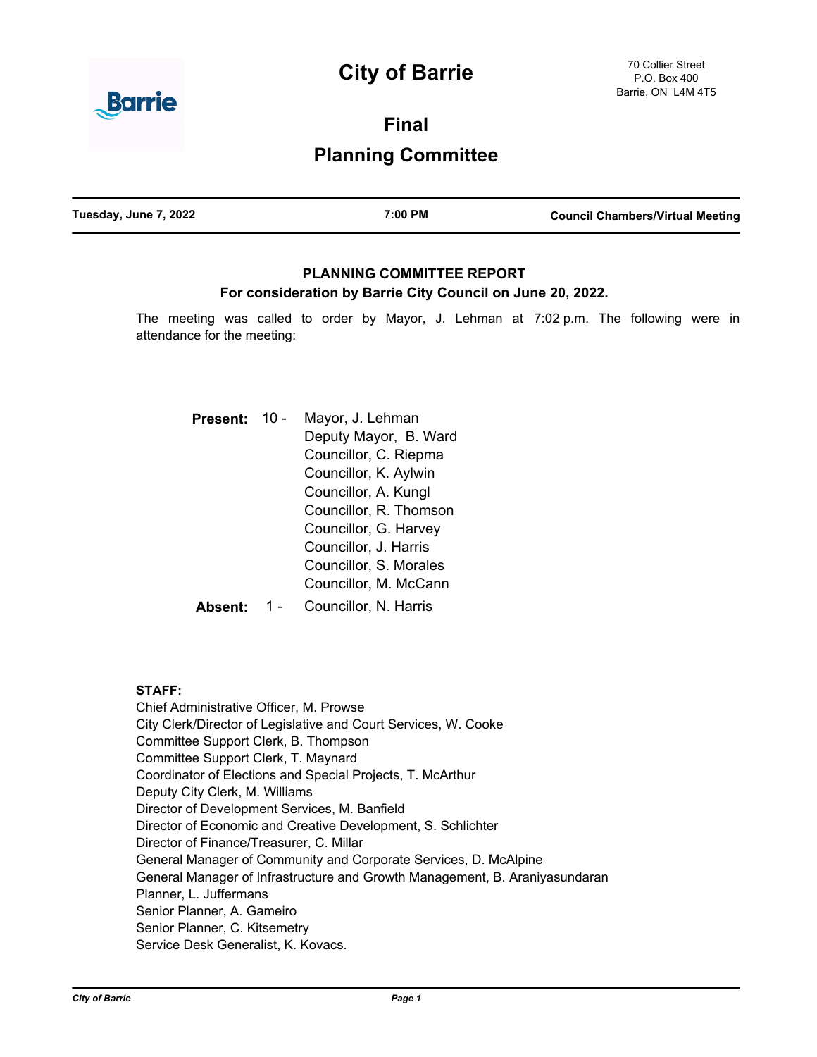# City of Barrie

70 Collier Street
P.O. Box 400
Barrie, ON L4M 4T5

## Final

## Planning Committee

| Tuesday, June 7, 2022 | 7:00 PM | Council Chambers/Virtual Meeting |
|---|---|---|

### PLANNING COMMITTEE REPORT

**For consideration by Barrie City Council on June 20, 2022.**

The meeting was called to order by Mayor, J. Lehman at 7:02 p.m. The following were in attendance for the meeting:

**Present:** 10 - Mayor, J. Lehman
Deputy Mayor, B. Ward
Councillor, C. Riepma
Councillor, K. Aylwin
Councillor, A. Kungl
Councillor, R. Thomson
Councillor, G. Harvey
Councillor, J. Harris
Councillor, S. Morales
Councillor, M. McCann

**Absent:** 1 - Councillor, N. Harris

**STAFF:**

Chief Administrative Officer, M. Prowse
City Clerk/Director of Legislative and Court Services, W. Cooke
Committee Support Clerk, B. Thompson
Committee Support Clerk, T. Maynard
Coordinator of Elections and Special Projects, T. McArthur
Deputy City Clerk, M. Williams
Director of Development Services, M. Banfield
Director of Economic and Creative Development, S. Schlichter
Director of Finance/Treasurer, C. Millar
General Manager of Community and Corporate Services, D. McAlpine
General Manager of Infrastructure and Growth Management, B. Araniyasundaran
Planner, L. Juffermans
Senior Planner, A. Gameiro
Senior Planner, C. Kitsemetry
Service Desk Generalist, K. Kovacs.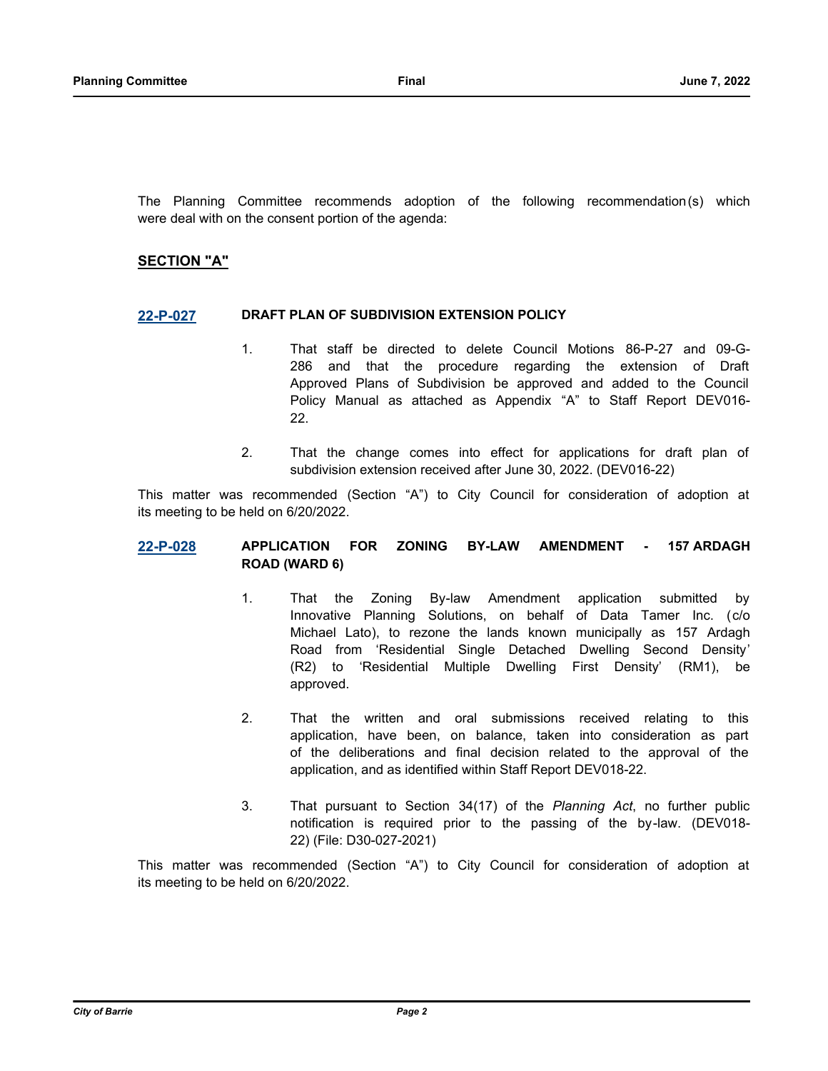The Planning Committee recommends adoption of the following recommendation(s) which were deal with on the consent portion of the agenda:

## SECTION "A"

### 22-P-027 DRAFT PLAN OF SUBDIVISION EXTENSION POLICY

1. That staff be directed to delete Council Motions 86-P-27 and 09-G-286 and that the procedure regarding the extension of Draft Approved Plans of Subdivision be approved and added to the Council Policy Manual as attached as Appendix "A" to Staff Report DEV016-22.

2. That the change comes into effect for applications for draft plan of subdivision extension received after June 30, 2022. (DEV016-22)

This matter was recommended (Section "A") to City Council for consideration of adoption at its meeting to be held on 6/20/2022.

### 22-P-028 APPLICATION FOR ZONING BY-LAW AMENDMENT - 157 ARDAGH ROAD (WARD 6)

1. That the Zoning By-law Amendment application submitted by Innovative Planning Solutions, on behalf of Data Tamer Inc. (c/o Michael Lato), to rezone the lands known municipally as 157 Ardagh Road from 'Residential Single Detached Dwelling Second Density' (R2) to 'Residential Multiple Dwelling First Density' (RM1), be approved.

2. That the written and oral submissions received relating to this application, have been, on balance, taken into consideration as part of the deliberations and final decision related to the approval of the application, and as identified within Staff Report DEV018-22.

3. That pursuant to Section 34(17) of the *Planning Act*, no further public notification is required prior to the passing of the by-law. (DEV018-22) (File: D30-027-2021)

This matter was recommended (Section "A") to City Council for consideration of adoption at its meeting to be held on 6/20/2022.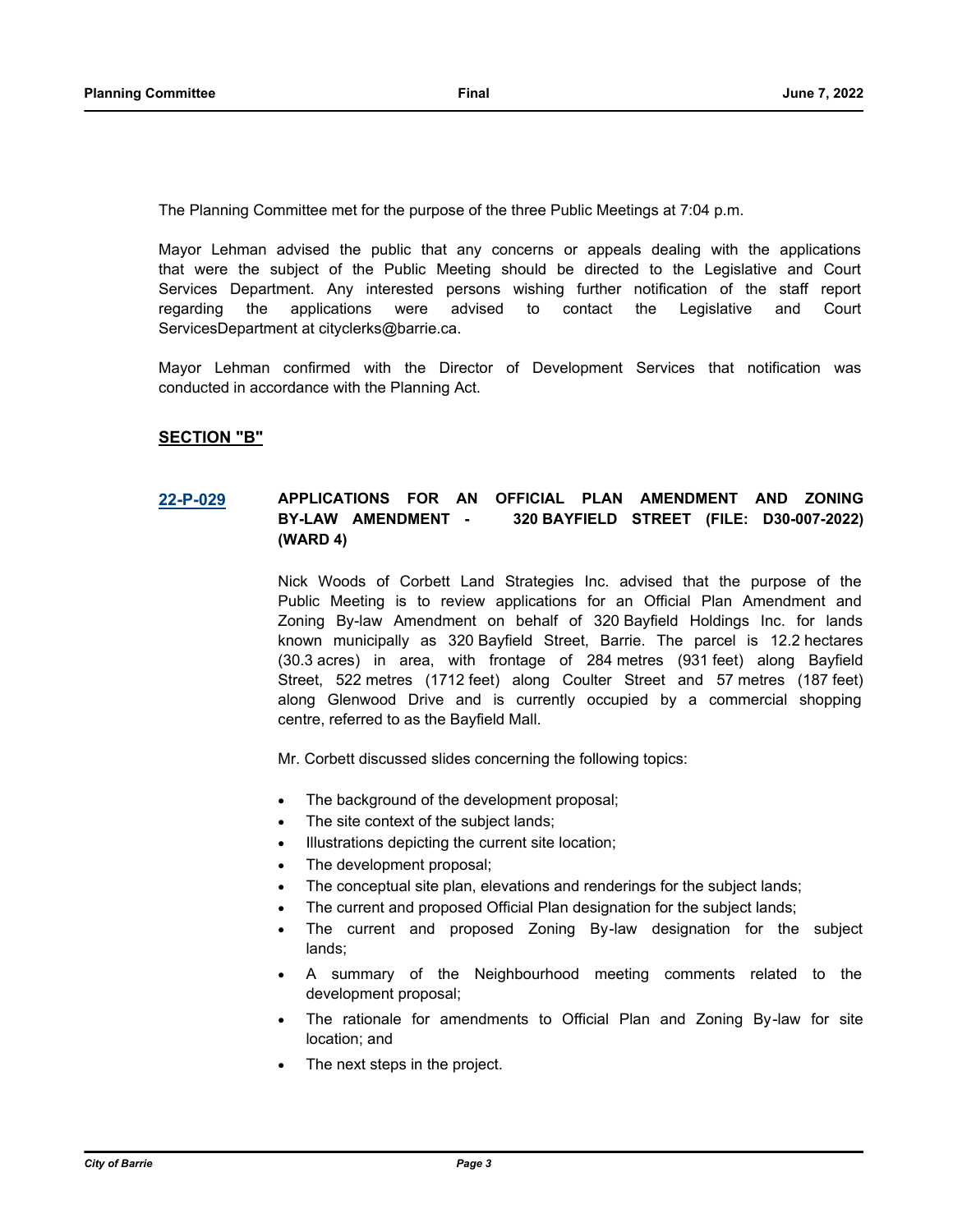The Planning Committee met for the purpose of the three Public Meetings at 7:04 p.m.

Mayor Lehman advised the public that any concerns or appeals dealing with the applications that were the subject of the Public Meeting should be directed to the Legislative and Court Services Department. Any interested persons wishing further notification of the staff report regarding the applications were advised to contact the Legislative and Court ServicesDepartment at cityclerks@barrie.ca.

Mayor Lehman confirmed with the Director of Development Services that notification was conducted in accordance with the Planning Act.

**SECTION "B"**

**22-P-029 APPLICATIONS FOR AN OFFICIAL PLAN AMENDMENT AND ZONING BY-LAW AMENDMENT - 320 BAYFIELD STREET (FILE: D30-007-2022) (WARD 4)**

Nick Woods of Corbett Land Strategies Inc. advised that the purpose of the Public Meeting is to review applications for an Official Plan Amendment and Zoning By-law Amendment on behalf of 320 Bayfield Holdings Inc. for lands known municipally as 320 Bayfield Street, Barrie. The parcel is 12.2 hectares (30.3 acres) in area, with frontage of 284 metres (931 feet) along Bayfield Street, 522 metres (1712 feet) along Coulter Street and 57 metres (187 feet) along Glenwood Drive and is currently occupied by a commercial shopping centre, referred to as the Bayfield Mall.

Mr. Corbett discussed slides concerning the following topics:

- The background of the development proposal;
- The site context of the subject lands;
- Illustrations depicting the current site location;
- The development proposal;
- The conceptual site plan, elevations and renderings for the subject lands;
- The current and proposed Official Plan designation for the subject lands;
- The current and proposed Zoning By-law designation for the subject lands;
- A summary of the Neighbourhood meeting comments related to the development proposal;
- The rationale for amendments to Official Plan and Zoning By-law for site location; and
- The next steps in the project.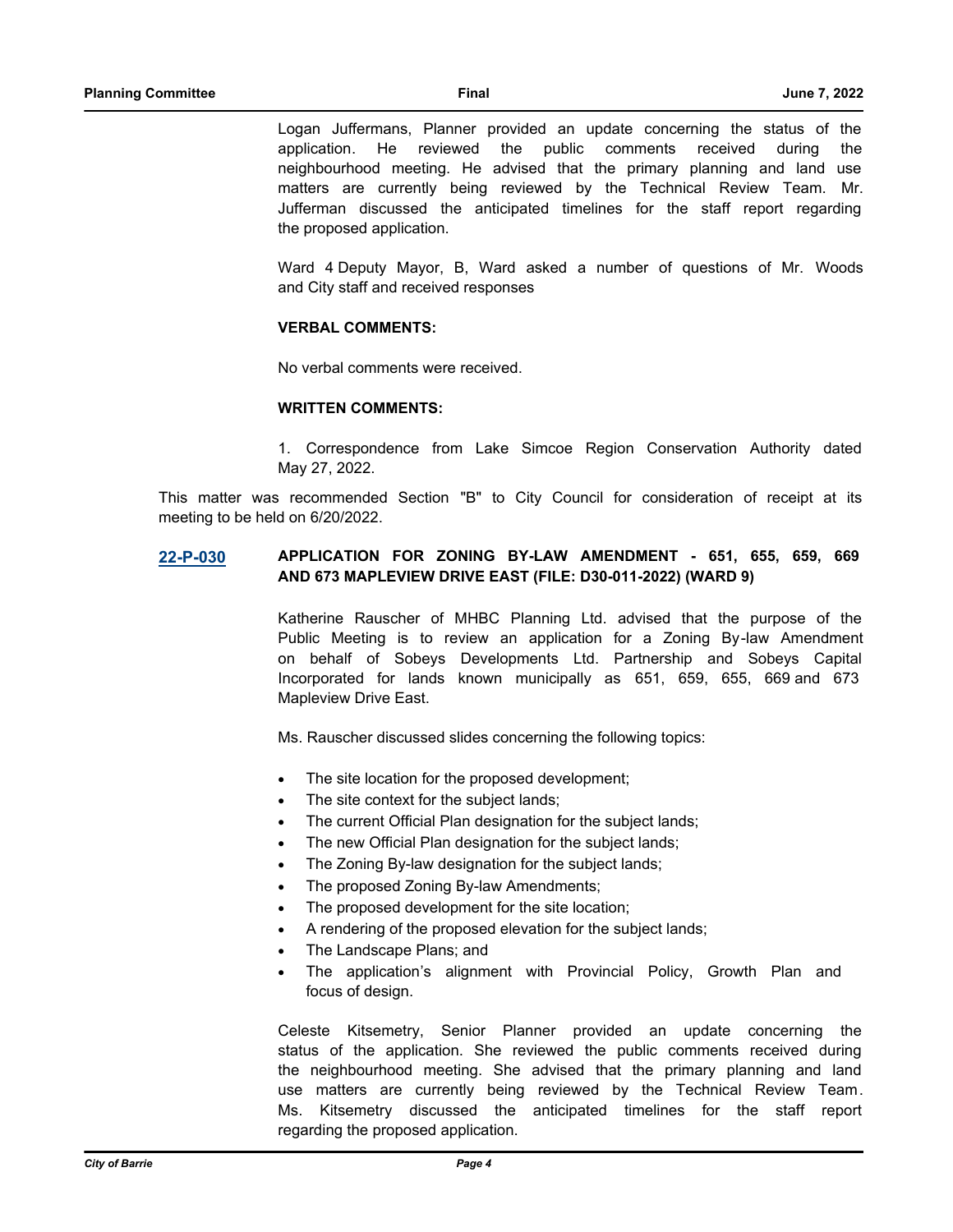Logan Juffermans, Planner provided an update concerning the status of the application. He reviewed the public comments received during the neighbourhood meeting. He advised that the primary planning and land use matters are currently being reviewed by the Technical Review Team. Mr. Jufferman discussed the anticipated timelines for the staff report regarding the proposed application.

Ward 4 Deputy Mayor, B, Ward asked a number of questions of Mr. Woods and City staff and received responses

**VERBAL COMMENTS:**

No verbal comments were received.

**WRITTEN COMMENTS:**

1. Correspondence from Lake Simcoe Region Conservation Authority dated May 27, 2022.

This matter was recommended Section "B" to City Council for consideration of receipt at its meeting to be held on 6/20/2022.

**22-P-030** **APPLICATION FOR ZONING BY-LAW AMENDMENT - 651, 655, 659, 669 AND 673 MAPLEVIEW DRIVE EAST (FILE: D30-011-2022) (WARD 9)**

Katherine Rauscher of MHBC Planning Ltd. advised that the purpose of the Public Meeting is to review an application for a Zoning By-law Amendment on behalf of Sobeys Developments Ltd. Partnership and Sobeys Capital Incorporated for lands known municipally as 651, 659, 655, 669 and 673 Mapleview Drive East.

Ms. Rauscher discussed slides concerning the following topics:

- The site location for the proposed development;
- The site context for the subject lands;
- The current Official Plan designation for the subject lands;
- The new Official Plan designation for the subject lands;
- The Zoning By-law designation for the subject lands;
- The proposed Zoning By-law Amendments;
- The proposed development for the site location;
- A rendering of the proposed elevation for the subject lands;
- The Landscape Plans; and
- The application's alignment with Provincial Policy, Growth Plan and focus of design.

Celeste Kitsemetry, Senior Planner provided an update concerning the status of the application. She reviewed the public comments received during the neighbourhood meeting. She advised that the primary planning and land use matters are currently being reviewed by the Technical Review Team. Ms. Kitsemetry discussed the anticipated timelines for the staff report regarding the proposed application.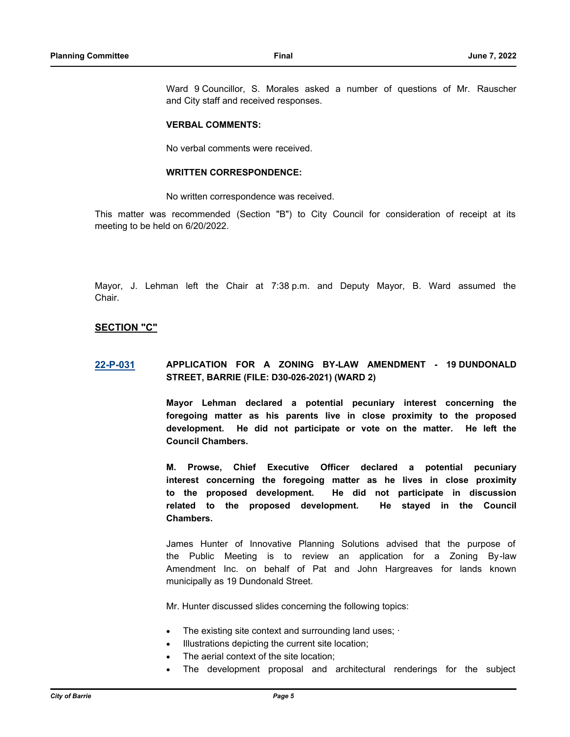Ward 9 Councillor, S. Morales asked a number of questions of Mr. Rauscher and City staff and received responses.

**VERBAL COMMENTS:**

No verbal comments were received.

**WRITTEN CORRESPONDENCE:**

No written correspondence was received.

This matter was recommended (Section "B") to City Council for consideration of receipt at its meeting to be held on 6/20/2022.

Mayor, J. Lehman left the Chair at 7:38 p.m. and Deputy Mayor, B. Ward assumed the Chair.

## SECTION "C"

**22-P-031** **APPLICATION FOR A ZONING BY-LAW AMENDMENT - 19 DUNDONALD STREET, BARRIE (FILE: D30-026-2021) (WARD 2)**

**Mayor Lehman declared a potential pecuniary interest concerning the foregoing matter as his parents live in close proximity to the proposed development. He did not participate or vote on the matter. He left the Council Chambers.**

**M. Prowse, Chief Executive Officer declared a potential pecuniary interest concerning the foregoing matter as he lives in close proximity to the proposed development. He did not participate in discussion related to the proposed development. He stayed in the Council Chambers.**

James Hunter of Innovative Planning Solutions advised that the purpose of the Public Meeting is to review an application for a Zoning By-law Amendment Inc. on behalf of Pat and John Hargreaves for lands known municipally as 19 Dundonald Street.

Mr. Hunter discussed slides concerning the following topics:

- The existing site context and surrounding land uses; ·
- Illustrations depicting the current site location;
- The aerial context of the site location;
- The development proposal and architectural renderings for the subject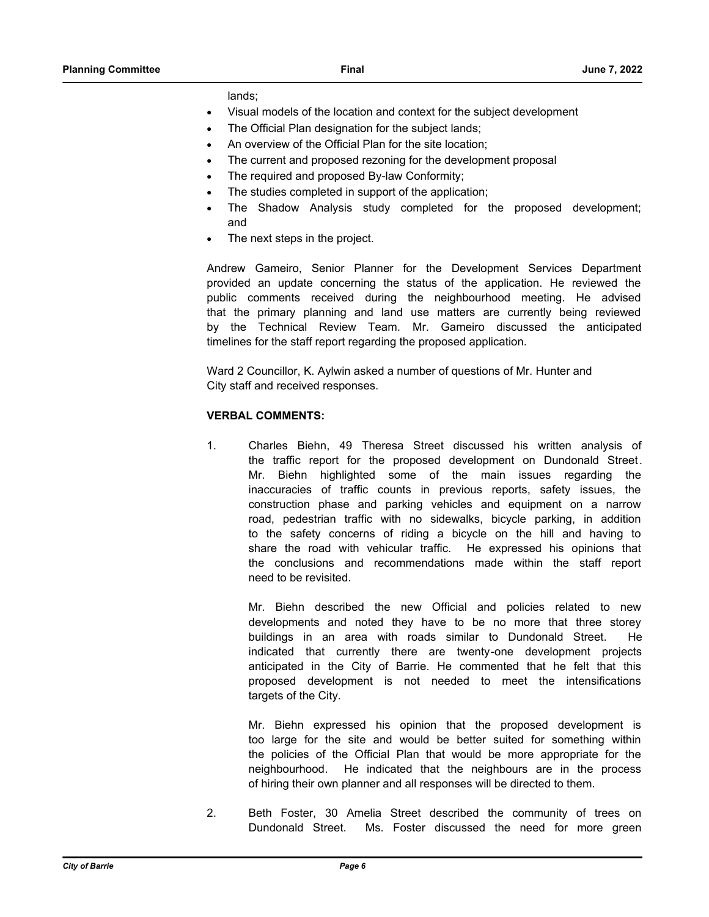lands;

- Visual models of the location and context for the subject development
- The Official Plan designation for the subject lands;
- An overview of the Official Plan for the site location;
- The current and proposed rezoning for the development proposal
- The required and proposed By-law Conformity;
- The studies completed in support of the application;
- The Shadow Analysis study completed for the proposed development; and
- The next steps in the project.

Andrew Gameiro, Senior Planner for the Development Services Department provided an update concerning the status of the application. He reviewed the public comments received during the neighbourhood meeting. He advised that the primary planning and land use matters are currently being reviewed by the Technical Review Team. Mr. Gameiro discussed the anticipated timelines for the staff report regarding the proposed application.

Ward 2 Councillor, K. Aylwin asked a number of questions of Mr. Hunter and City staff and received responses.

**VERBAL COMMENTS:**

1. Charles Biehn, 49 Theresa Street discussed his written analysis of the traffic report for the proposed development on Dundonald Street. Mr. Biehn highlighted some of the main issues regarding the inaccuracies of traffic counts in previous reports, safety issues, the construction phase and parking vehicles and equipment on a narrow road, pedestrian traffic with no sidewalks, bicycle parking, in addition to the safety concerns of riding a bicycle on the hill and having to share the road with vehicular traffic. He expressed his opinions that the conclusions and recommendations made within the staff report need to be revisited.

   Mr. Biehn described the new Official and policies related to new developments and noted they have to be no more that three storey buildings in an area with roads similar to Dundonald Street. He indicated that currently there are twenty-one development projects anticipated in the City of Barrie. He commented that he felt that this proposed development is not needed to meet the intensifications targets of the City.

   Mr. Biehn expressed his opinion that the proposed development is too large for the site and would be better suited for something within the policies of the Official Plan that would be more appropriate for the neighbourhood. He indicated that the neighbours are in the process of hiring their own planner and all responses will be directed to them.

2. Beth Foster, 30 Amelia Street described the community of trees on Dundonald Street. Ms. Foster discussed the need for more green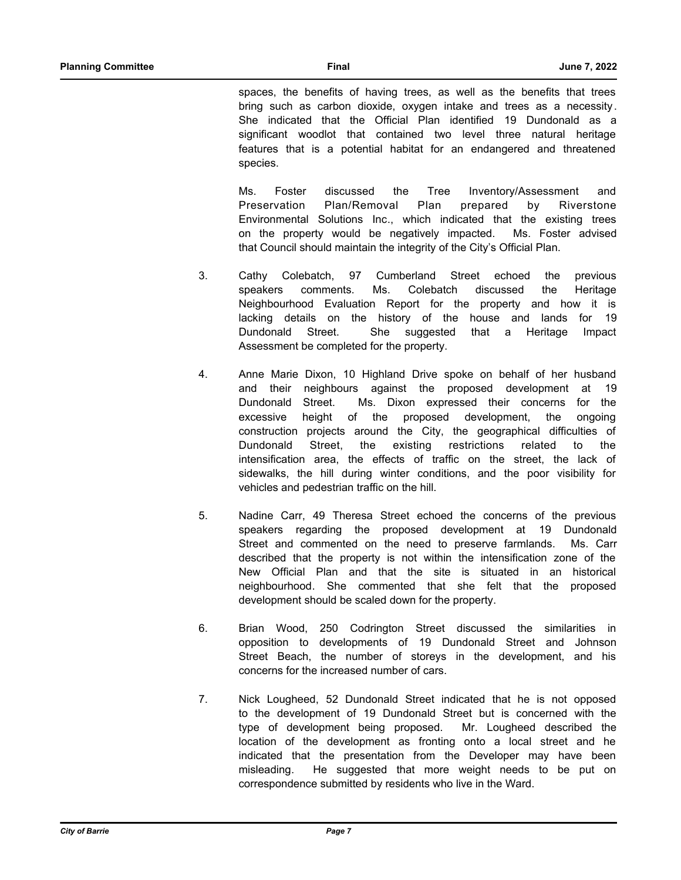spaces, the benefits of having trees, as well as the benefits that trees bring such as carbon dioxide, oxygen intake and trees as a necessity. She indicated that the Official Plan identified 19 Dundonald as a significant woodlot that contained two level three natural heritage features that is a potential habitat for an endangered and threatened species.

Ms. Foster discussed the Tree Inventory/Assessment and Preservation Plan/Removal Plan prepared by Riverstone Environmental Solutions Inc., which indicated that the existing trees on the property would be negatively impacted. Ms. Foster advised that Council should maintain the integrity of the City's Official Plan.

3. Cathy Colebatch, 97 Cumberland Street echoed the previous speakers comments. Ms. Colebatch discussed the Heritage Neighbourhood Evaluation Report for the property and how it is lacking details on the history of the house and lands for 19 Dundonald Street. She suggested that a Heritage Impact Assessment be completed for the property.

4. Anne Marie Dixon, 10 Highland Drive spoke on behalf of her husband and their neighbours against the proposed development at 19 Dundonald Street. Ms. Dixon expressed their concerns for the excessive height of the proposed development, the ongoing construction projects around the City, the geographical difficulties of Dundonald Street, the existing restrictions related to the intensification area, the effects of traffic on the street, the lack of sidewalks, the hill during winter conditions, and the poor visibility for vehicles and pedestrian traffic on the hill.

5. Nadine Carr, 49 Theresa Street echoed the concerns of the previous speakers regarding the proposed development at 19 Dundonald Street and commented on the need to preserve farmlands. Ms. Carr described that the property is not within the intensification zone of the New Official Plan and that the site is situated in an historical neighbourhood. She commented that she felt that the proposed development should be scaled down for the property.

6. Brian Wood, 250 Codrington Street discussed the similarities in opposition to developments of 19 Dundonald Street and Johnson Street Beach, the number of storeys in the development, and his concerns for the increased number of cars.

7. Nick Lougheed, 52 Dundonald Street indicated that he is not opposed to the development of 19 Dundonald Street but is concerned with the type of development being proposed. Mr. Lougheed described the location of the development as fronting onto a local street and he indicated that the presentation from the Developer may have been misleading. He suggested that more weight needs to be put on correspondence submitted by residents who live in the Ward.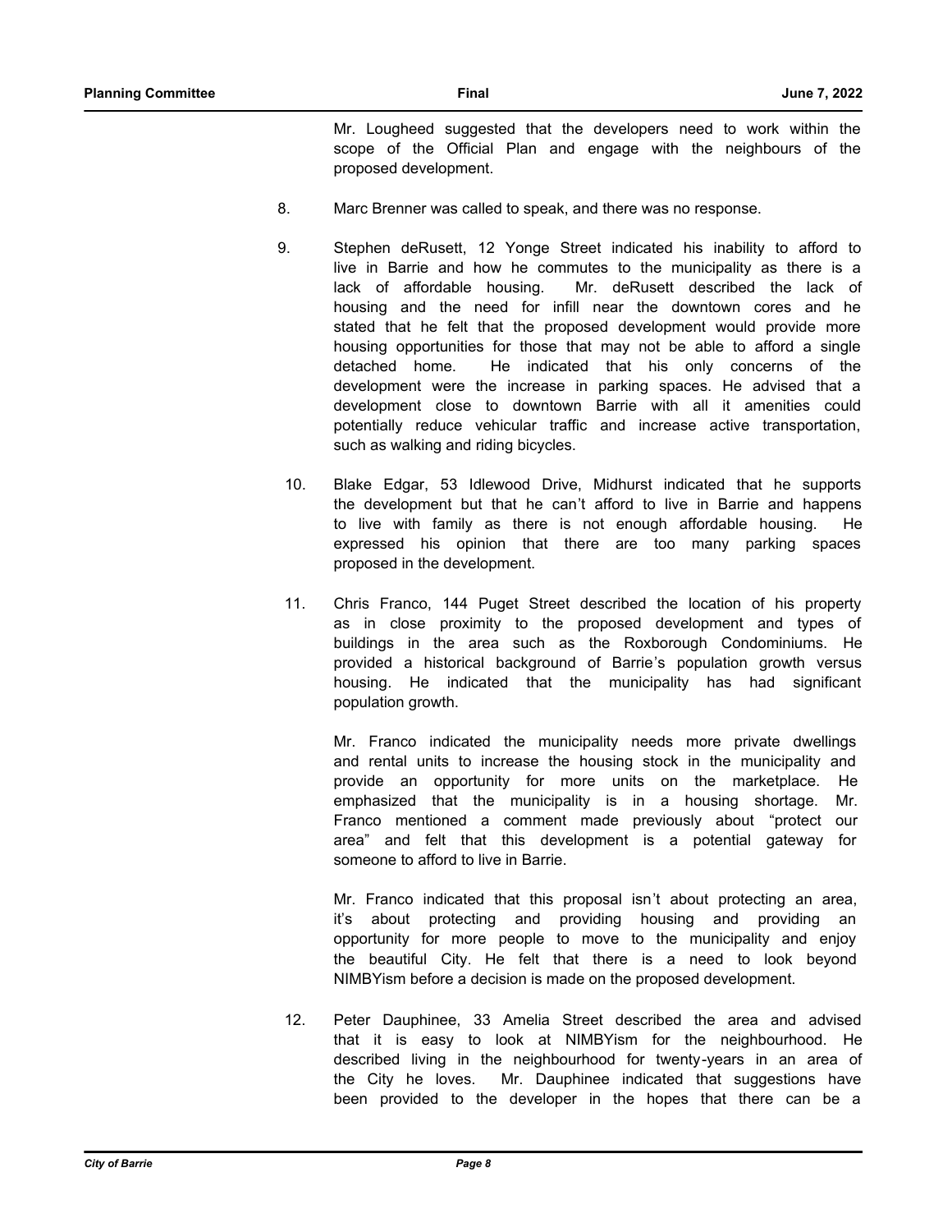Mr. Lougheed suggested that the developers need to work within the scope of the Official Plan and engage with the neighbours of the proposed development.

8. Marc Brenner was called to speak, and there was no response.

9. Stephen deRusett, 12 Yonge Street indicated his inability to afford to live in Barrie and how he commutes to the municipality as there is a lack of affordable housing. Mr. deRusett described the lack of housing and the need for infill near the downtown cores and he stated that he felt that the proposed development would provide more housing opportunities for those that may not be able to afford a single detached home. He indicated that his only concerns of the development were the increase in parking spaces. He advised that a development close to downtown Barrie with all it amenities could potentially reduce vehicular traffic and increase active transportation, such as walking and riding bicycles.

10. Blake Edgar, 53 Idlewood Drive, Midhurst indicated that he supports the development but that he can't afford to live in Barrie and happens to live with family as there is not enough affordable housing. He expressed his opinion that there are too many parking spaces proposed in the development.

11. Chris Franco, 144 Puget Street described the location of his property as in close proximity to the proposed development and types of buildings in the area such as the Roxborough Condominiums. He provided a historical background of Barrie's population growth versus housing. He indicated that the municipality has had significant population growth.

    Mr. Franco indicated the municipality needs more private dwellings and rental units to increase the housing stock in the municipality and provide an opportunity for more units on the marketplace. He emphasized that the municipality is in a housing shortage. Mr. Franco mentioned a comment made previously about "protect our area" and felt that this development is a potential gateway for someone to afford to live in Barrie.

    Mr. Franco indicated that this proposal isn't about protecting an area, it's about protecting and providing housing and providing an opportunity for more people to move to the municipality and enjoy the beautiful City. He felt that there is a need to look beyond NIMBYism before a decision is made on the proposed development.

12. Peter Dauphinee, 33 Amelia Street described the area and advised that it is easy to look at NIMBYism for the neighbourhood. He described living in the neighbourhood for twenty-years in an area of the City he loves. Mr. Dauphinee indicated that suggestions have been provided to the developer in the hopes that there can be a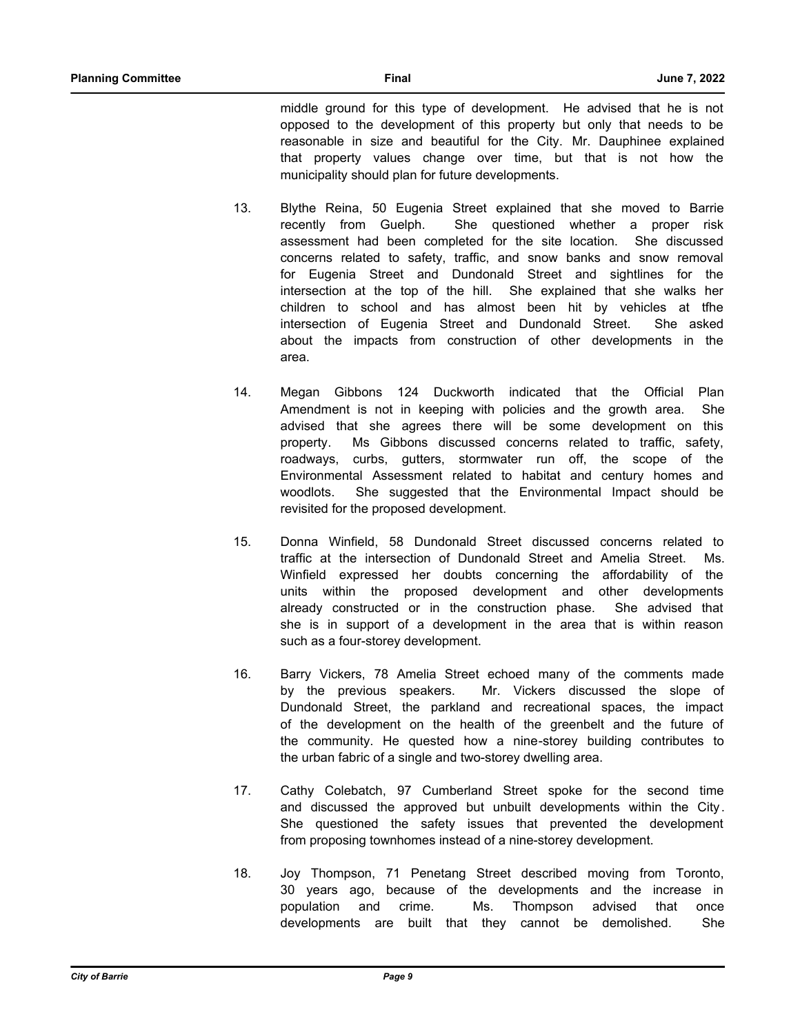middle ground for this type of development. He advised that he is not opposed to the development of this property but only that needs to be reasonable in size and beautiful for the City. Mr. Dauphinee explained that property values change over time, but that is not how the municipality should plan for future developments.

13. Blythe Reina, 50 Eugenia Street explained that she moved to Barrie recently from Guelph. She questioned whether a proper risk assessment had been completed for the site location. She discussed concerns related to safety, traffic, and snow banks and snow removal for Eugenia Street and Dundonald Street and sightlines for the intersection at the top of the hill. She explained that she walks her children to school and has almost been hit by vehicles at tfhe intersection of Eugenia Street and Dundonald Street. She asked about the impacts from construction of other developments in the area.

14. Megan Gibbons 124 Duckworth indicated that the Official Plan Amendment is not in keeping with policies and the growth area. She advised that she agrees there will be some development on this property. Ms Gibbons discussed concerns related to traffic, safety, roadways, curbs, gutters, stormwater run off, the scope of the Environmental Assessment related to habitat and century homes and woodlots. She suggested that the Environmental Impact should be revisited for the proposed development.

15. Donna Winfield, 58 Dundonald Street discussed concerns related to traffic at the intersection of Dundonald Street and Amelia Street. Ms. Winfield expressed her doubts concerning the affordability of the units within the proposed development and other developments already constructed or in the construction phase. She advised that she is in support of a development in the area that is within reason such as a four-storey development.

16. Barry Vickers, 78 Amelia Street echoed many of the comments made by the previous speakers. Mr. Vickers discussed the slope of Dundonald Street, the parkland and recreational spaces, the impact of the development on the health of the greenbelt and the future of the community. He quested how a nine-storey building contributes to the urban fabric of a single and two-storey dwelling area.

17. Cathy Colebatch, 97 Cumberland Street spoke for the second time and discussed the approved but unbuilt developments within the City. She questioned the safety issues that prevented the development from proposing townhomes instead of a nine-storey development.

18. Joy Thompson, 71 Penetang Street described moving from Toronto, 30 years ago, because of the developments and the increase in population and crime. Ms. Thompson advised that once developments are built that they cannot be demolished. She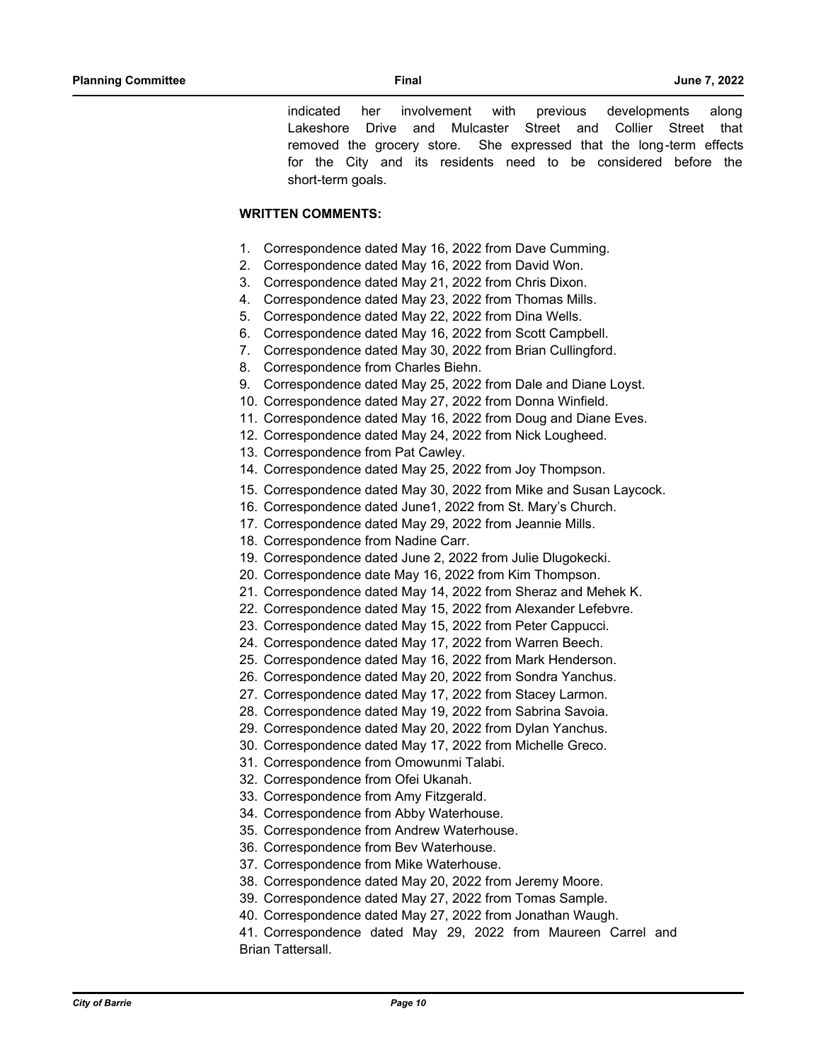indicated her involvement with previous developments along Lakeshore Drive and Mulcaster Street and Collier Street that removed the grocery store. She expressed that the long-term effects for the City and its residents need to be considered before the short-term goals.

**WRITTEN COMMENTS:**

1. Correspondence dated May 16, 2022 from Dave Cumming.
2. Correspondence dated May 16, 2022 from David Won.
3. Correspondence dated May 21, 2022 from Chris Dixon.
4. Correspondence dated May 23, 2022 from Thomas Mills.
5. Correspondence dated May 22, 2022 from Dina Wells.
6. Correspondence dated May 16, 2022 from Scott Campbell.
7. Correspondence dated May 30, 2022 from Brian Cullingford.
8. Correspondence from Charles Biehn.
9. Correspondence dated May 25, 2022 from Dale and Diane Loyst.
10. Correspondence dated May 27, 2022 from Donna Winfield.
11. Correspondence dated May 16, 2022 from Doug and Diane Eves.
12. Correspondence dated May 24, 2022 from Nick Lougheed.
13. Correspondence from Pat Cawley.
14. Correspondence dated May 25, 2022 from Joy Thompson.
15. Correspondence dated May 30, 2022 from Mike and Susan Laycock.
16. Correspondence dated June1, 2022 from St. Mary's Church.
17. Correspondence dated May 29, 2022 from Jeannie Mills.
18. Correspondence from Nadine Carr.
19. Correspondence dated June 2, 2022 from Julie Dlugokecki.
20. Correspondence date May 16, 2022 from Kim Thompson.
21. Correspondence dated May 14, 2022 from Sheraz and Mehek K.
22. Correspondence dated May 15, 2022 from Alexander Lefebvre.
23. Correspondence dated May 15, 2022 from Peter Cappucci.
24. Correspondence dated May 17, 2022 from Warren Beech.
25. Correspondence dated May 16, 2022 from Mark Henderson.
26. Correspondence dated May 20, 2022 from Sondra Yanchus.
27. Correspondence dated May 17, 2022 from Stacey Larmon.
28. Correspondence dated May 19, 2022 from Sabrina Savoia.
29. Correspondence dated May 20, 2022 from Dylan Yanchus.
30. Correspondence dated May 17, 2022 from Michelle Greco.
31. Correspondence from Omowunmi Talabi.
32. Correspondence from Ofei Ukanah.
33. Correspondence from Amy Fitzgerald.
34. Correspondence from Abby Waterhouse.
35. Correspondence from Andrew Waterhouse.
36. Correspondence from Bev Waterhouse.
37. Correspondence from Mike Waterhouse.
38. Correspondence dated May 20, 2022 from Jeremy Moore.
39. Correspondence dated May 27, 2022 from Tomas Sample.
40. Correspondence dated May 27, 2022 from Jonathan Waugh.
41. Correspondence dated May 29, 2022 from Maureen Carrel and Brian Tattersall.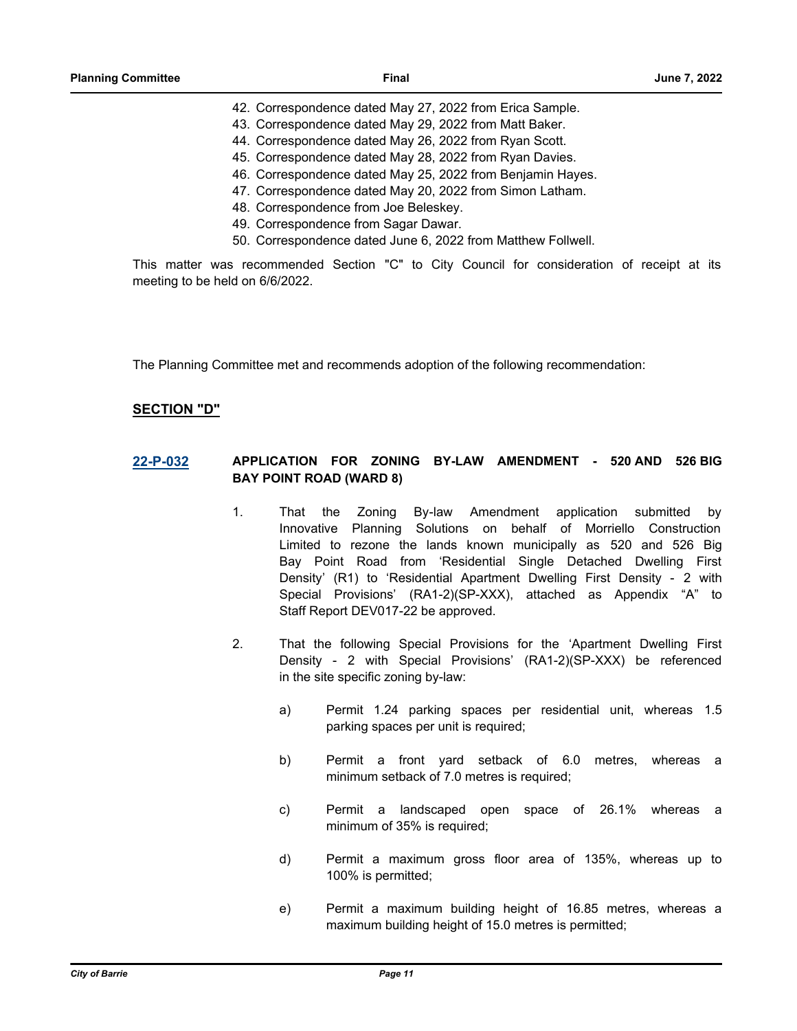42. Correspondence dated May 27, 2022 from Erica Sample.
43. Correspondence dated May 29, 2022 from Matt Baker.
44. Correspondence dated May 26, 2022 from Ryan Scott.
45. Correspondence dated May 28, 2022 from Ryan Davies.
46. Correspondence dated May 25, 2022 from Benjamin Hayes.
47. Correspondence dated May 20, 2022 from Simon Latham.
48. Correspondence from Joe Beleskey.
49. Correspondence from Sagar Dawar.
50. Correspondence dated June 6, 2022 from Matthew Follwell.

This matter was recommended Section "C" to City Council for consideration of receipt at its meeting to be held on 6/6/2022.

The Planning Committee met and recommends adoption of the following recommendation:

## SECTION "D"

### 22-P-032 APPLICATION FOR ZONING BY-LAW AMENDMENT - 520 AND 526 BIG BAY POINT ROAD (WARD 8)

1. That the Zoning By-law Amendment application submitted by Innovative Planning Solutions on behalf of Morriello Construction Limited to rezone the lands known municipally as 520 and 526 Big Bay Point Road from 'Residential Single Detached Dwelling First Density' (R1) to 'Residential Apartment Dwelling First Density - 2 with Special Provisions' (RA1-2)(SP-XXX), attached as Appendix "A" to Staff Report DEV017-22 be approved.

2. That the following Special Provisions for the 'Apartment Dwelling First Density - 2 with Special Provisions' (RA1-2)(SP-XXX) be referenced in the site specific zoning by-law:

   a) Permit 1.24 parking spaces per residential unit, whereas 1.5 parking spaces per unit is required;

   b) Permit a front yard setback of 6.0 metres, whereas a minimum setback of 7.0 metres is required;

   c) Permit a landscaped open space of 26.1% whereas a minimum of 35% is required;

   d) Permit a maximum gross floor area of 135%, whereas up to 100% is permitted;

   e) Permit a maximum building height of 16.85 metres, whereas a maximum building height of 15.0 metres is permitted;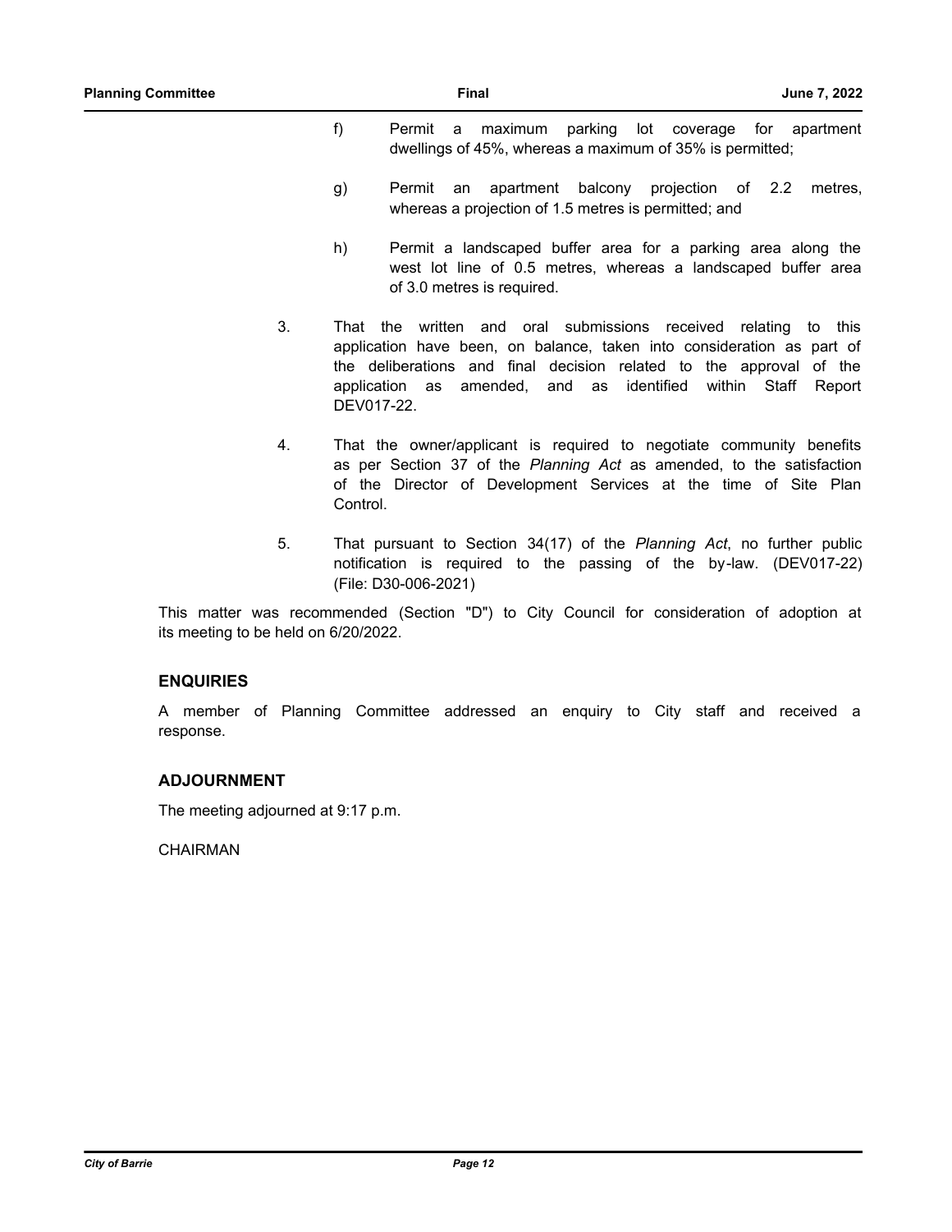f) Permit a maximum parking lot coverage for apartment dwellings of 45%, whereas a maximum of 35% is permitted;

g) Permit an apartment balcony projection of 2.2 metres, whereas a projection of 1.5 metres is permitted; and

h) Permit a landscaped buffer area for a parking area along the west lot line of 0.5 metres, whereas a landscaped buffer area of 3.0 metres is required.

3. That the written and oral submissions received relating to this application have been, on balance, taken into consideration as part of the deliberations and final decision related to the approval of the application as amended, and as identified within Staff Report DEV017-22.

4. That the owner/applicant is required to negotiate community benefits as per Section 37 of the *Planning Act* as amended, to the satisfaction of the Director of Development Services at the time of Site Plan Control.

5. That pursuant to Section 34(17) of the *Planning Act*, no further public notification is required to the passing of the by-law. (DEV017-22) (File: D30-006-2021)

This matter was recommended (Section "D") to City Council for consideration of adoption at its meeting to be held on 6/20/2022.

## ENQUIRIES

A member of Planning Committee addressed an enquiry to City staff and received a response.

## ADJOURNMENT

The meeting adjourned at 9:17 p.m.

CHAIRMAN